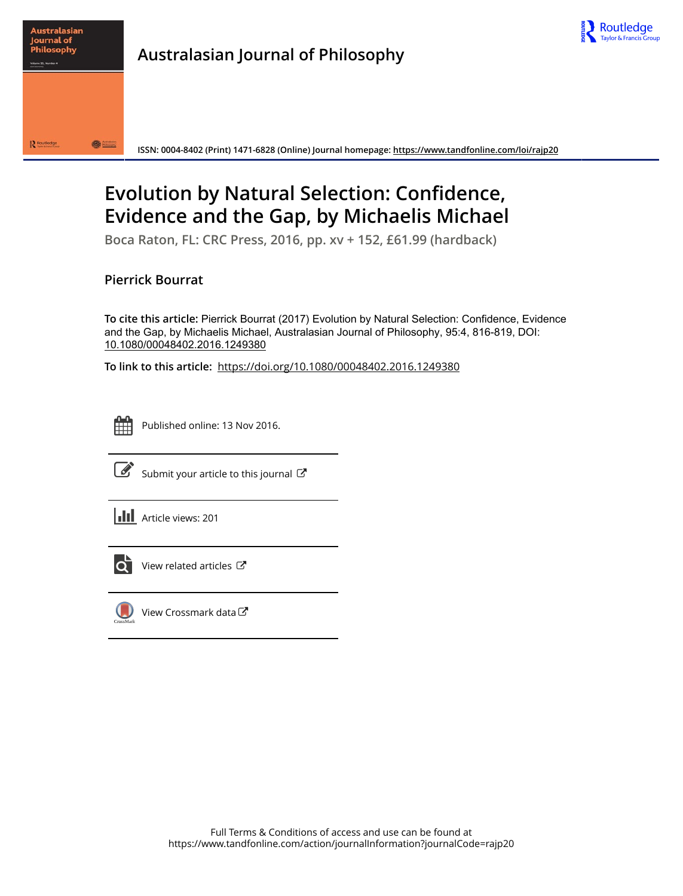# Evolution by Natural Selection: Confidence, Evidence and the Gap, by Michaelis Michael

Boca Raton, FL: CRC Press, 2016, pp. xv + 152, £61.99 (hardback)

**Pierrick Bourrat**

**To cite this article:** Pierrick Bourrat (2017) Evolution by Natural Selection: Confidence, Evidence and the Gap, by Michaelis Michael, Australasian Journal of Philosophy, 95:4, 816-819, DOI: 10.1080/00048402.2016.1249380

**To link to this article:** https://doi.org/10.1080/00048402.2016.1249380

Published online: 13 Nov 2016.

Submit your article to this journal

Article views: 201

View related articles

View Crossmark data

Full Terms & Conditions of access and use can be found at
https://www.tandfonline.com/action/journalInformation?journalCode=rajp20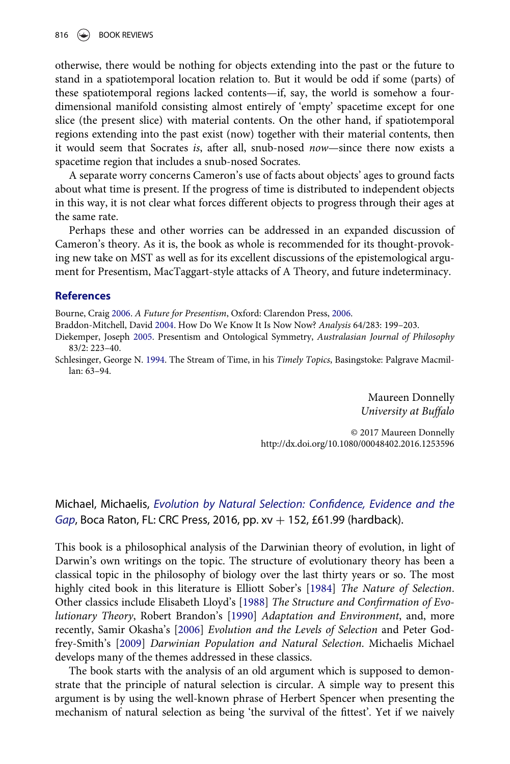otherwise, there would be nothing for objects extending into the past or the future to stand in a spatiotemporal location relation to. But it would be odd if some (parts) of these spatiotemporal regions lacked contents—if, say, the world is somehow a four-dimensional manifold consisting almost entirely of 'empty' spacetime except for one slice (the present slice) with material contents. On the other hand, if spatiotemporal regions extending into the past exist (now) together with their material contents, then it would seem that Socrates *is*, after all, snub-nosed *now*—since there now exists a spacetime region that includes a snub-nosed Socrates.

A separate worry concerns Cameron's use of facts about objects' ages to ground facts about what time is present. If the progress of time is distributed to independent objects in this way, it is not clear what forces different objects to progress through their ages at the same rate.

Perhaps these and other worries can be addressed in an expanded discussion of Cameron's theory. As it is, the book as whole is recommended for its thought-provoking new take on MST as well as for its excellent discussions of the epistemological argument for Presentism, MacTaggart-style attacks of A Theory, and future indeterminacy.

## References

Bourne, Craig 2006. *A Future for Presentism*, Oxford: Clarendon Press, 2006.

Braddon-Mitchell, David 2004. How Do We Know It Is Now Now? *Analysis* 64/283: 199–203.

Diekemper, Joseph 2005. Presentism and Ontological Symmetry, *Australasian Journal of Philosophy* 83/2: 223–40.

Schlesinger, George N. 1994. The Stream of Time, in his *Timely Topics*, Basingstoke: Palgrave Macmillan: 63–94.

Maureen Donnelly
*University at Buffalo*

© 2017 Maureen Donnelly
http://dx.doi.org/10.1080/00048402.2016.1253596

Michael, Michaelis, *Evolution by Natural Selection: Confidence, Evidence and the Gap*, Boca Raton, FL: CRC Press, 2016, pp. xv + 152, £61.99 (hardback).

This book is a philosophical analysis of the Darwinian theory of evolution, in light of Darwin's own writings on the topic. The structure of evolutionary theory has been a classical topic in the philosophy of biology over the last thirty years or so. The most highly cited book in this literature is Elliott Sober's [1984] *The Nature of Selection*. Other classics include Elisabeth Lloyd's [1988] *The Structure and Confirmation of Evolutionary Theory*, Robert Brandon's [1990] *Adaptation and Environment*, and, more recently, Samir Okasha's [2006] *Evolution and the Levels of Selection* and Peter Godfrey-Smith's [2009] *Darwinian Population and Natural Selection*. Michaelis Michael develops many of the themes addressed in these classics.

The book starts with the analysis of an old argument which is supposed to demonstrate that the principle of natural selection is circular. A simple way to present this argument is by using the well-known phrase of Herbert Spencer when presenting the mechanism of natural selection as being 'the survival of the fittest'. Yet if we naively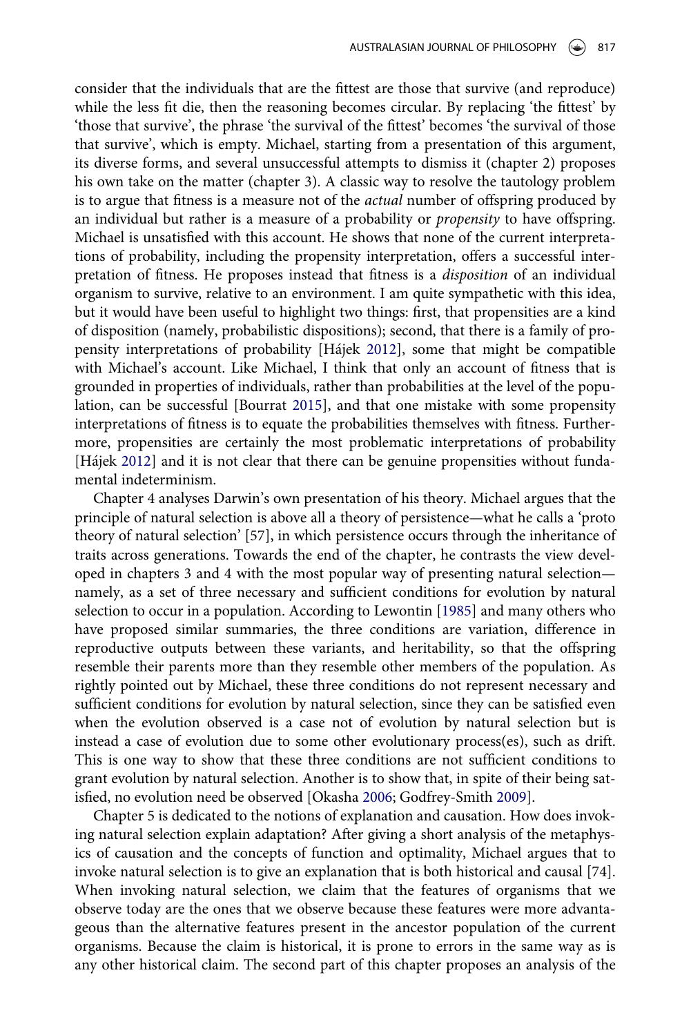consider that the individuals that are the fittest are those that survive (and reproduce) while the less fit die, then the reasoning becomes circular. By replacing 'the fittest' by 'those that survive', the phrase 'the survival of the fittest' becomes 'the survival of those that survive', which is empty. Michael, starting from a presentation of this argument, its diverse forms, and several unsuccessful attempts to dismiss it (chapter 2) proposes his own take on the matter (chapter 3). A classic way to resolve the tautology problem is to argue that fitness is a measure not of the *actual* number of offspring produced by an individual but rather is a measure of a probability or *propensity* to have offspring. Michael is unsatisfied with this account. He shows that none of the current interpretations of probability, including the propensity interpretation, offers a successful interpretation of fitness. He proposes instead that fitness is a *disposition* of an individual organism to survive, relative to an environment. I am quite sympathetic with this idea, but it would have been useful to highlight two things: first, that propensities are a kind of disposition (namely, probabilistic dispositions); second, that there is a family of propensity interpretations of probability [Hájek 2012], some that might be compatible with Michael's account. Like Michael, I think that only an account of fitness that is grounded in properties of individuals, rather than probabilities at the level of the population, can be successful [Bourrat 2015], and that one mistake with some propensity interpretations of fitness is to equate the probabilities themselves with fitness. Furthermore, propensities are certainly the most problematic interpretations of probability [Hájek 2012] and it is not clear that there can be genuine propensities without fundamental indeterminism.

Chapter 4 analyses Darwin's own presentation of his theory. Michael argues that the principle of natural selection is above all a theory of persistence—what he calls a 'proto theory of natural selection' [57], in which persistence occurs through the inheritance of traits across generations. Towards the end of the chapter, he contrasts the view developed in chapters 3 and 4 with the most popular way of presenting natural selection—namely, as a set of three necessary and sufficient conditions for evolution by natural selection to occur in a population. According to Lewontin [1985] and many others who have proposed similar summaries, the three conditions are variation, difference in reproductive outputs between these variants, and heritability, so that the offspring resemble their parents more than they resemble other members of the population. As rightly pointed out by Michael, these three conditions do not represent necessary and sufficient conditions for evolution by natural selection, since they can be satisfied even when the evolution observed is a case not of evolution by natural selection but is instead a case of evolution due to some other evolutionary process(es), such as drift. This is one way to show that these three conditions are not sufficient conditions to grant evolution by natural selection. Another is to show that, in spite of their being satisfied, no evolution need be observed [Okasha 2006; Godfrey-Smith 2009].

Chapter 5 is dedicated to the notions of explanation and causation. How does invoking natural selection explain adaptation? After giving a short analysis of the metaphysics of causation and the concepts of function and optimality, Michael argues that to invoke natural selection is to give an explanation that is both historical and causal [74]. When invoking natural selection, we claim that the features of organisms that we observe today are the ones that we observe because these features were more advantageous than the alternative features present in the ancestor population of the current organisms. Because the claim is historical, it is prone to errors in the same way as is any other historical claim. The second part of this chapter proposes an analysis of the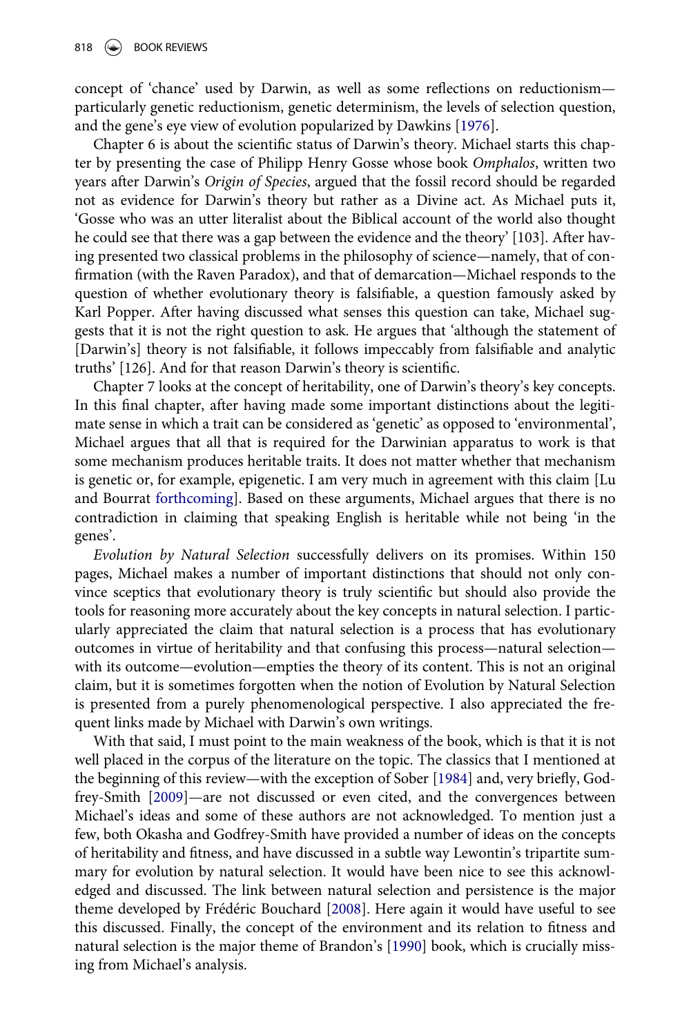concept of 'chance' used by Darwin, as well as some reflections on reductionism—particularly genetic reductionism, genetic determinism, the levels of selection question, and the gene's eye view of evolution popularized by Dawkins [1976].

Chapter 6 is about the scientific status of Darwin's theory. Michael starts this chapter by presenting the case of Philipp Henry Gosse whose book *Omphalos*, written two years after Darwin's *Origin of Species*, argued that the fossil record should be regarded not as evidence for Darwin's theory but rather as a Divine act. As Michael puts it, 'Gosse who was an utter literalist about the Biblical account of the world also thought he could see that there was a gap between the evidence and the theory' [103]. After having presented two classical problems in the philosophy of science—namely, that of confirmation (with the Raven Paradox), and that of demarcation—Michael responds to the question of whether evolutionary theory is falsifiable, a question famously asked by Karl Popper. After having discussed what senses this question can take, Michael suggests that it is not the right question to ask. He argues that 'although the statement of [Darwin's] theory is not falsifiable, it follows impeccably from falsifiable and analytic truths' [126]. And for that reason Darwin's theory is scientific.

Chapter 7 looks at the concept of heritability, one of Darwin's theory's key concepts. In this final chapter, after having made some important distinctions about the legitimate sense in which a trait can be considered as 'genetic' as opposed to 'environmental', Michael argues that all that is required for the Darwinian apparatus to work is that some mechanism produces heritable traits. It does not matter whether that mechanism is genetic or, for example, epigenetic. I am very much in agreement with this claim [Lu and Bourrat forthcoming]. Based on these arguments, Michael argues that there is no contradiction in claiming that speaking English is heritable while not being 'in the genes'.

*Evolution by Natural Selection* successfully delivers on its promises. Within 150 pages, Michael makes a number of important distinctions that should not only convince sceptics that evolutionary theory is truly scientific but should also provide the tools for reasoning more accurately about the key concepts in natural selection. I particularly appreciated the claim that natural selection is a process that has evolutionary outcomes in virtue of heritability and that confusing this process—natural selection—with its outcome—evolution—empties the theory of its content. This is not an original claim, but it is sometimes forgotten when the notion of Evolution by Natural Selection is presented from a purely phenomenological perspective. I also appreciated the frequent links made by Michael with Darwin's own writings.

With that said, I must point to the main weakness of the book, which is that it is not well placed in the corpus of the literature on the topic. The classics that I mentioned at the beginning of this review—with the exception of Sober [1984] and, very briefly, Godfrey-Smith [2009]—are not discussed or even cited, and the convergences between Michael's ideas and some of these authors are not acknowledged. To mention just a few, both Okasha and Godfrey-Smith have provided a number of ideas on the concepts of heritability and fitness, and have discussed in a subtle way Lewontin's tripartite summary for evolution by natural selection. It would have been nice to see this acknowledged and discussed. The link between natural selection and persistence is the major theme developed by Frédéric Bouchard [2008]. Here again it would have useful to see this discussed. Finally, the concept of the environment and its relation to fitness and natural selection is the major theme of Brandon's [1990] book, which is crucially missing from Michael's analysis.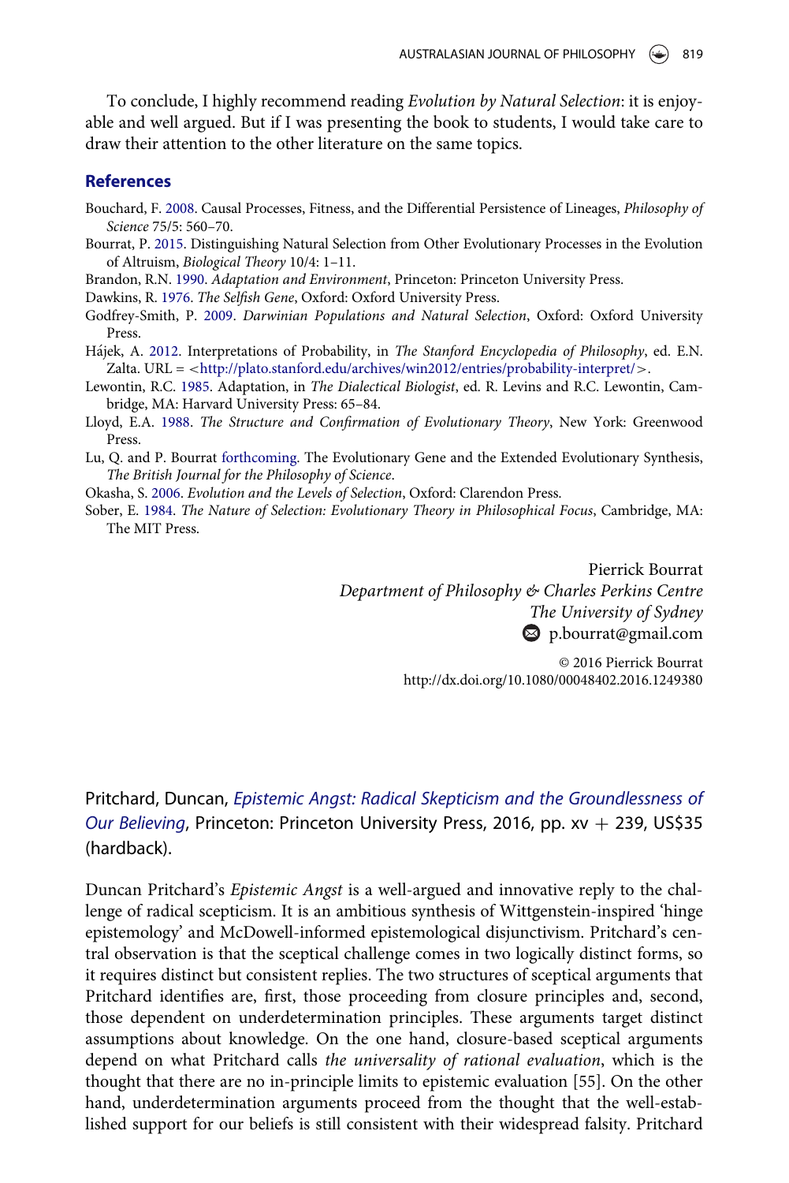To conclude, I highly recommend reading *Evolution by Natural Selection*: it is enjoyable and well argued. But if I was presenting the book to students, I would take care to draw their attention to the other literature on the same topics.

## References

Bouchard, F. 2008. Causal Processes, Fitness, and the Differential Persistence of Lineages, *Philosophy of Science* 75/5: 560–70.

Bourrat, P. 2015. Distinguishing Natural Selection from Other Evolutionary Processes in the Evolution of Altruism, *Biological Theory* 10/4: 1–11.

Brandon, R.N. 1990. *Adaptation and Environment*, Princeton: Princeton University Press.

Dawkins, R. 1976. *The Selfish Gene*, Oxford: Oxford University Press.

Godfrey-Smith, P. 2009. *Darwinian Populations and Natural Selection*, Oxford: Oxford University Press.

Hájek, A. 2012. Interpretations of Probability, in *The Stanford Encyclopedia of Philosophy*, ed. E.N. Zalta. URL = <http://plato.stanford.edu/archives/win2012/entries/probability-interpret/>.

Lewontin, R.C. 1985. Adaptation, in *The Dialectical Biologist*, ed. R. Levins and R.C. Lewontin, Cambridge, MA: Harvard University Press: 65–84.

Lloyd, E.A. 1988. *The Structure and Confirmation of Evolutionary Theory*, New York: Greenwood Press.

Lu, Q. and P. Bourrat forthcoming. The Evolutionary Gene and the Extended Evolutionary Synthesis, *The British Journal for the Philosophy of Science*.

Okasha, S. 2006. *Evolution and the Levels of Selection*, Oxford: Clarendon Press.

Sober, E. 1984. *The Nature of Selection: Evolutionary Theory in Philosophical Focus*, Cambridge, MA: The MIT Press.

Pierrick Bourrat
*Department of Philosophy & Charles Perkins Centre*
*The University of Sydney*
p.bourrat@gmail.com

© 2016 Pierrick Bourrat
http://dx.doi.org/10.1080/00048402.2016.1249380

Pritchard, Duncan, *Epistemic Angst: Radical Skepticism and the Groundlessness of Our Believing*, Princeton: Princeton University Press, 2016, pp. xv + 239, US$35 (hardback).

Duncan Pritchard's *Epistemic Angst* is a well-argued and innovative reply to the challenge of radical scepticism. It is an ambitious synthesis of Wittgenstein-inspired 'hinge epistemology' and McDowell-informed epistemological disjunctivism. Pritchard's central observation is that the sceptical challenge comes in two logically distinct forms, so it requires distinct but consistent replies. The two structures of sceptical arguments that Pritchard identifies are, first, those proceeding from closure principles and, second, those dependent on underdetermination principles. These arguments target distinct assumptions about knowledge. On the one hand, closure-based sceptical arguments depend on what Pritchard calls *the universality of rational evaluation*, which is the thought that there are no in-principle limits to epistemic evaluation [55]. On the other hand, underdetermination arguments proceed from the thought that the well-established support for our beliefs is still consistent with their widespread falsity. Pritchard